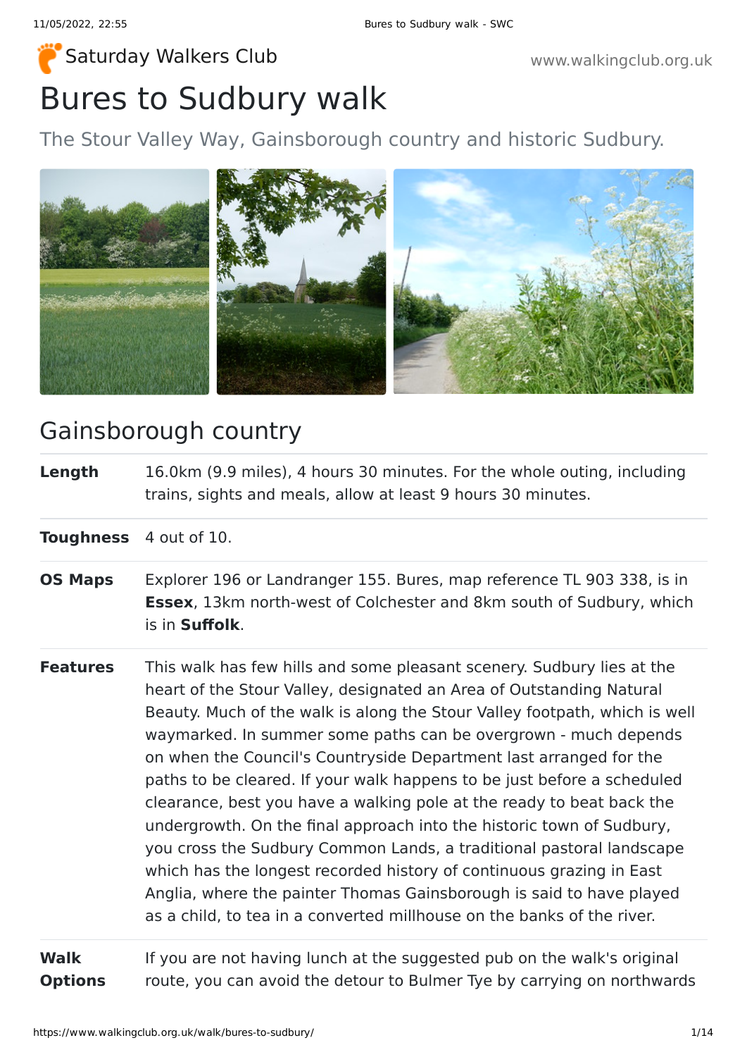Saturday Walkers Club

www.walkingclub.org.uk

# Bures to Sudbury walk

The Stour Valley Way, Gainsborough country and historic Sudbury.

## Gainsborough country

| | |
|---|---|
| **Length** | 16.0km (9.9 miles), 4 hours 30 minutes. For the whole outing, including trains, sights and meals, allow at least 9 hours 30 minutes. |
| **Toughness** | 4 out of 10. |
| **OS Maps** | Explorer 196 or Landranger 155. Bures, map reference TL 903 338, is in **Essex**, 13km north-west of Colchester and 8km south of Sudbury, which is in **Suffolk**. |
| **Features** | This walk has few hills and some pleasant scenery. Sudbury lies at the heart of the Stour Valley, designated an Area of Outstanding Natural Beauty. Much of the walk is along the Stour Valley footpath, which is well waymarked. In summer some paths can be overgrown - much depends on when the Council's Countryside Department last arranged for the paths to be cleared. If your walk happens to be just before a scheduled clearance, best you have a walking pole at the ready to beat back the undergrowth. On the final approach into the historic town of Sudbury, you cross the Sudbury Common Lands, a traditional pastoral landscape which has the longest recorded history of continuous grazing in East Anglia, where the painter Thomas Gainsborough is said to have played as a child, to tea in a converted millhouse on the banks of the river. |
| **Walk Options** | If you are not having lunch at the suggested pub on the walk's original route, you can avoid the detour to Bulmer Tye by carrying on northwards |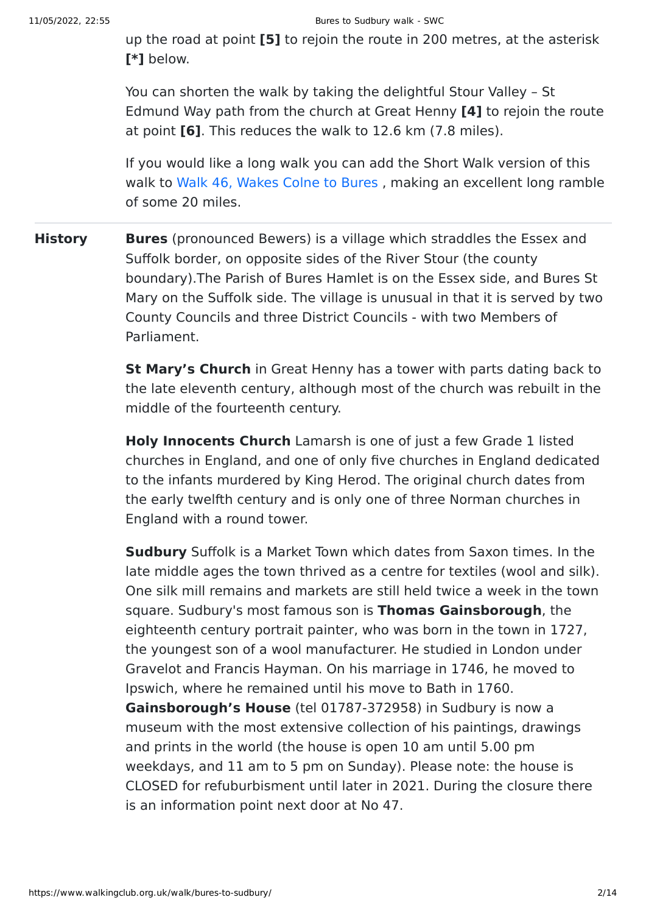up the road at point **[5]** to rejoin the route in 200 metres, at the asterisk **[*]** below.

You can shorten the walk by taking the delightful Stour Valley – St Edmund Way path from the church at Great Henny **[4]** to rejoin the route at point **[6]**. This reduces the walk to 12.6 km (7.8 miles).

If you would like a long walk you can add the Short Walk version of this walk to Walk 46, Wakes Colne to Bures , making an excellent long ramble of some 20 miles.

---

**History**

**Bures** (pronounced Bewers) is a village which straddles the Essex and Suffolk border, on opposite sides of the River Stour (the county boundary).The Parish of Bures Hamlet is on the Essex side, and Bures St Mary on the Suffolk side. The village is unusual in that it is served by two County Councils and three District Councils - with two Members of Parliament.

**St Mary's Church** in Great Henny has a tower with parts dating back to the late eleventh century, although most of the church was rebuilt in the middle of the fourteenth century.

**Holy Innocents Church** Lamarsh is one of just a few Grade 1 listed churches in England, and one of only five churches in England dedicated to the infants murdered by King Herod. The original church dates from the early twelfth century and is only one of three Norman churches in England with a round tower.

**Sudbury** Suffolk is a Market Town which dates from Saxon times. In the late middle ages the town thrived as a centre for textiles (wool and silk). One silk mill remains and markets are still held twice a week in the town square. Sudbury's most famous son is **Thomas Gainsborough**, the eighteenth century portrait painter, who was born in the town in 1727, the youngest son of a wool manufacturer. He studied in London under Gravelot and Francis Hayman. On his marriage in 1746, he moved to Ipswich, where he remained until his move to Bath in 1760. **Gainsborough's House** (tel 01787-372958) in Sudbury is now a museum with the most extensive collection of his paintings, drawings and prints in the world (the house is open 10 am until 5.00 pm weekdays, and 11 am to 5 pm on Sunday). Please note: the house is CLOSED for refuburbisment until later in 2021. During the closure there is an information point next door at No 47.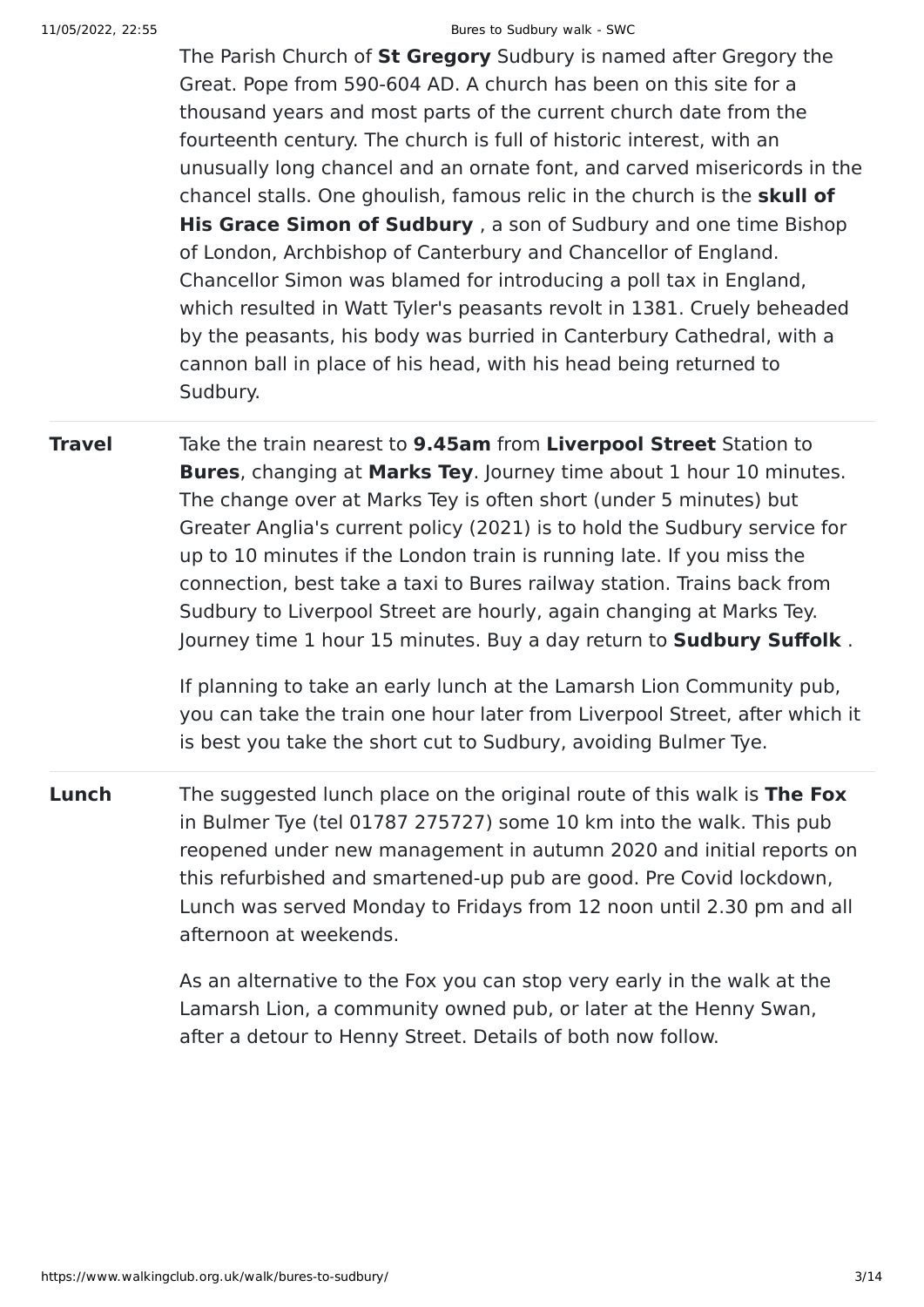The Parish Church of **St Gregory** Sudbury is named after Gregory the Great. Pope from 590-604 AD. A church has been on this site for a thousand years and most parts of the current church date from the fourteenth century. The church is full of historic interest, with an unusually long chancel and an ornate font, and carved misericords in the chancel stalls. One ghoulish, famous relic in the church is the **skull of His Grace Simon of Sudbury** , a son of Sudbury and one time Bishop of London, Archbishop of Canterbury and Chancellor of England. Chancellor Simon was blamed for introducing a poll tax in England, which resulted in Watt Tyler's peasants revolt in 1381. Cruely beheaded by the peasants, his body was burried in Canterbury Cathedral, with a cannon ball in place of his head, with his head being returned to Sudbury.

**Travel**

Take the train nearest to **9.45am** from **Liverpool Street** Station to **Bures**, changing at **Marks Tey**. Journey time about 1 hour 10 minutes. The change over at Marks Tey is often short (under 5 minutes) but Greater Anglia's current policy (2021) is to hold the Sudbury service for up to 10 minutes if the London train is running late. If you miss the connection, best take a taxi to Bures railway station. Trains back from Sudbury to Liverpool Street are hourly, again changing at Marks Tey. Journey time 1 hour 15 minutes. Buy a day return to **Sudbury Suffolk** .

If planning to take an early lunch at the Lamarsh Lion Community pub, you can take the train one hour later from Liverpool Street, after which it is best you take the short cut to Sudbury, avoiding Bulmer Tye.

**Lunch**

The suggested lunch place on the original route of this walk is **The Fox** in Bulmer Tye (tel 01787 275727) some 10 km into the walk. This pub reopened under new management in autumn 2020 and initial reports on this refurbished and smartened-up pub are good. Pre Covid lockdown, Lunch was served Monday to Fridays from 12 noon until 2.30 pm and all afternoon at weekends.

As an alternative to the Fox you can stop very early in the walk at the Lamarsh Lion, a community owned pub, or later at the Henny Swan, after a detour to Henny Street. Details of both now follow.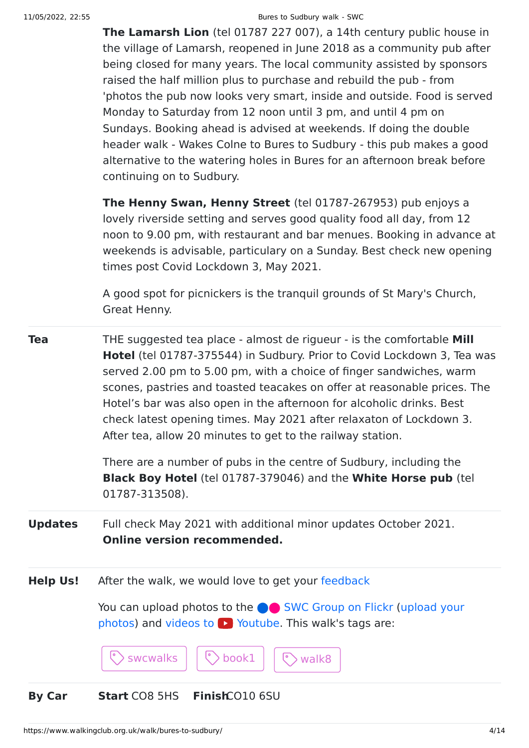**The Lamarsh Lion** (tel 01787 227 007), a 14th century public house in the village of Lamarsh, reopened in June 2018 as a community pub after being closed for many years. The local community assisted by sponsors raised the half million plus to purchase and rebuild the pub - from 'photos the pub now looks very smart, inside and outside. Food is served Monday to Saturday from 12 noon until 3 pm, and until 4 pm on Sundays. Booking ahead is advised at weekends. If doing the double header walk - Wakes Colne to Bures to Sudbury - this pub makes a good alternative to the watering holes in Bures for an afternoon break before continuing on to Sudbury.

**The Henny Swan, Henny Street** (tel 01787-267953) pub enjoys a lovely riverside setting and serves good quality food all day, from 12 noon to 9.00 pm, with restaurant and bar menues. Booking in advance at weekends is advisable, particulary on a Sunday. Best check new opening times post Covid Lockdown 3, May 2021.

A good spot for picnickers is the tranquil grounds of St Mary's Church, Great Henny.

**Tea**

THE suggested tea place - almost de rigueur - is the comfortable **Mill Hotel** (tel 01787-375544) in Sudbury. Prior to Covid Lockdown 3, Tea was served 2.00 pm to 5.00 pm, with a choice of finger sandwiches, warm scones, pastries and toasted teacakes on offer at reasonable prices. The Hotel's bar was also open in the afternoon for alcoholic drinks. Best check latest opening times. May 2021 after relaxaton of Lockdown 3. After tea, allow 20 minutes to get to the railway station.

There are a number of pubs in the centre of Sudbury, including the **Black Boy Hotel** (tel 01787-379046) and the **White Horse pub** (tel 01787-313508).

**Updates**

Full check May 2021 with additional minor updates October 2021. **Online version recommended.**

**Help Us!**

After the walk, we would love to get your feedback

You can upload photos to the SWC Group on Flickr (upload your photos) and videos to Youtube. This walk's tags are:

swcwalks book1 walk8

**By Car**

**Start** CO8 5HS **Finish** CO10 6SU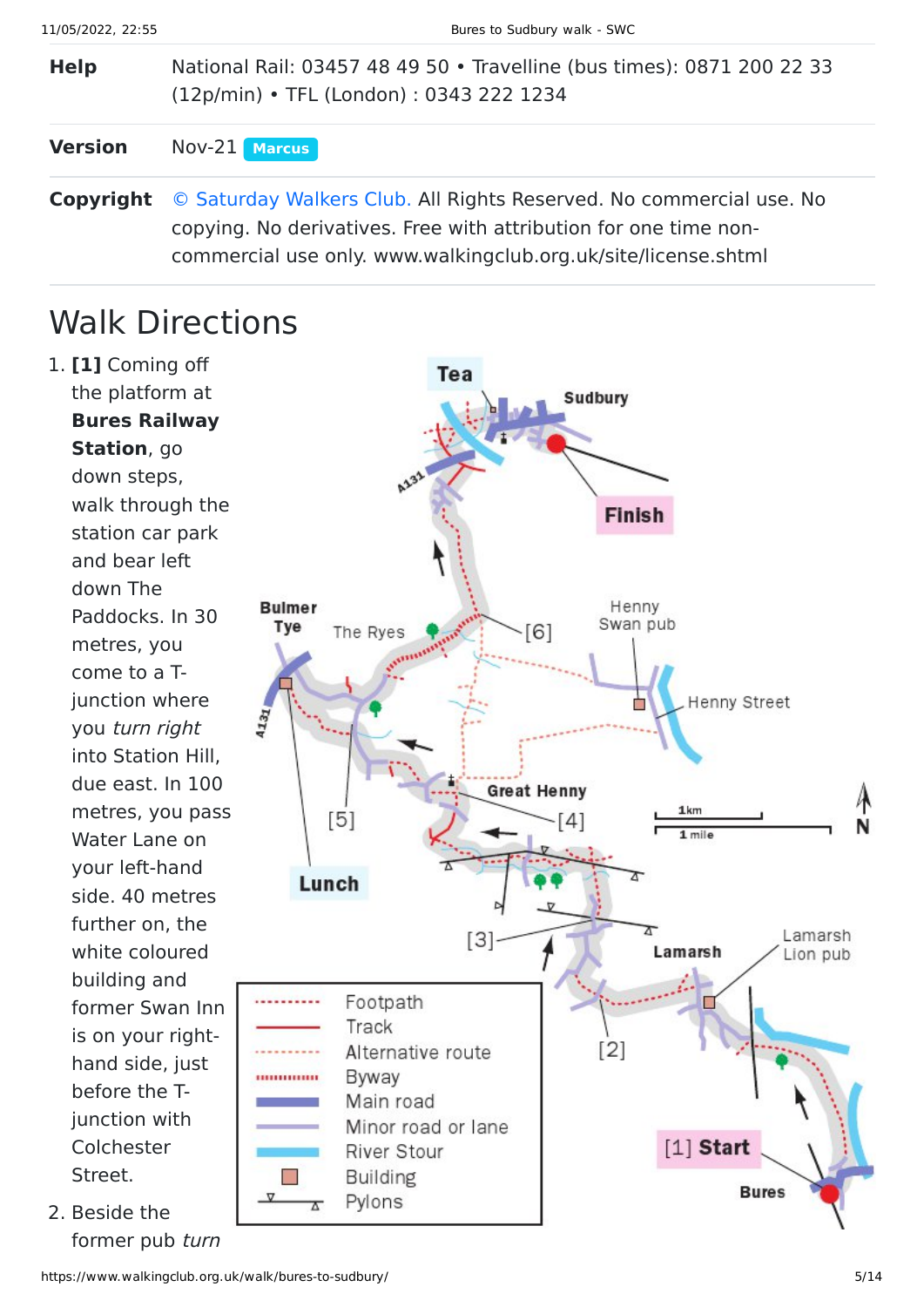| | |
|---|---|
| **Help** | National Rail: 03457 48 49 50 • Travelline (bus times): 0871 200 22 33 (12p/min) • TFL (London) : 0343 222 1234 |
| **Version** | Nov-21 Marcus |
| **Copyright** | © Saturday Walkers Club. All Rights Reserved. No commercial use. No copying. No derivatives. Free with attribution for one time non-commercial use only. www.walkingclub.org.uk/site/license.shtml |

# Walk Directions

1. **[1]** Coming off the platform at **Bures Railway Station**, go down steps, walk through the station car park and bear left down The Paddocks. In 30 metres, you come to a T-junction where you *turn right* into Station Hill, due east. In 100 metres, you pass Water Lane on your left-hand side. 40 metres further on, the white coloured building and former Swan Inn is on your right-hand side, just before the T-junction with Colchester Street.

2. Beside the former pub *turn*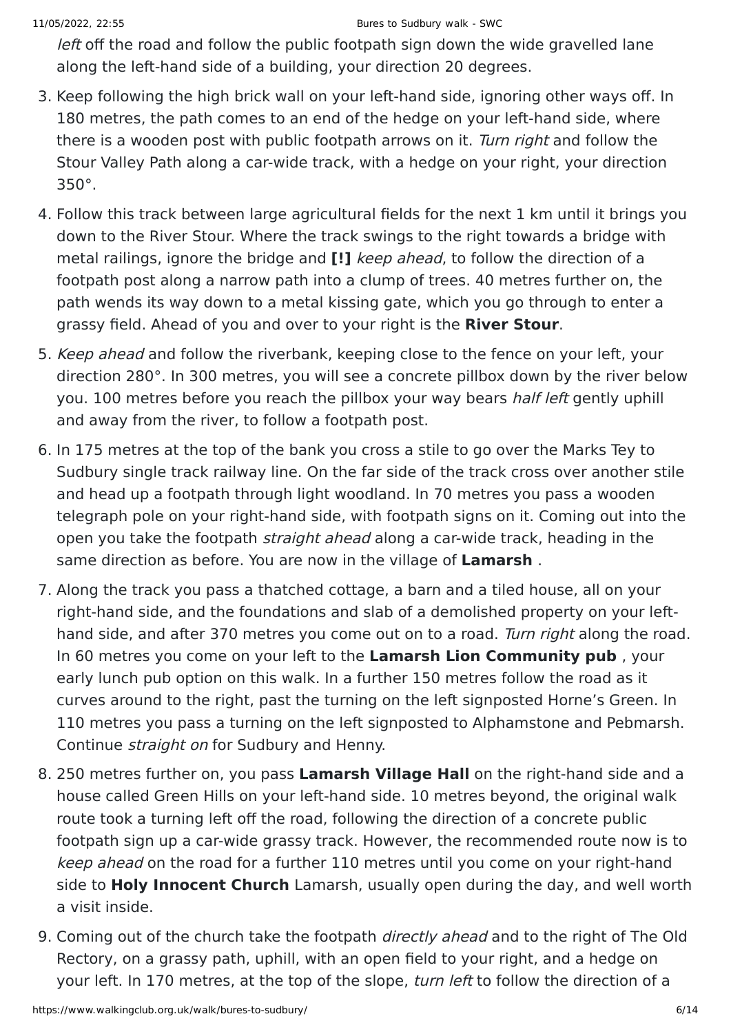*left* off the road and follow the public footpath sign down the wide gravelled lane along the left-hand side of a building, your direction 20 degrees.

3. Keep following the high brick wall on your left-hand side, ignoring other ways off. In 180 metres, the path comes to an end of the hedge on your left-hand side, where there is a wooden post with public footpath arrows on it. *Turn right* and follow the Stour Valley Path along a car-wide track, with a hedge on your right, your direction 350°.
4. Follow this track between large agricultural fields for the next 1 km until it brings you down to the River Stour. Where the track swings to the right towards a bridge with metal railings, ignore the bridge and **[!]** *keep ahead*, to follow the direction of a footpath post along a narrow path into a clump of trees. 40 metres further on, the path wends its way down to a metal kissing gate, which you go through to enter a grassy field. Ahead of you and over to your right is the **River Stour**.
5. *Keep ahead* and follow the riverbank, keeping close to the fence on your left, your direction 280°. In 300 metres, you will see a concrete pillbox down by the river below you. 100 metres before you reach the pillbox your way bears *half left* gently uphill and away from the river, to follow a footpath post.
6. In 175 metres at the top of the bank you cross a stile to go over the Marks Tey to Sudbury single track railway line. On the far side of the track cross over another stile and head up a footpath through light woodland. In 70 metres you pass a wooden telegraph pole on your right-hand side, with footpath signs on it. Coming out into the open you take the footpath *straight ahead* along a car-wide track, heading in the same direction as before. You are now in the village of **Lamarsh** .
7. Along the track you pass a thatched cottage, a barn and a tiled house, all on your right-hand side, and the foundations and slab of a demolished property on your left-hand side, and after 370 metres you come out on to a road. *Turn right* along the road. In 60 metres you come on your left to the **Lamarsh Lion Community pub** , your early lunch pub option on this walk. In a further 150 metres follow the road as it curves around to the right, past the turning on the left signposted Horne's Green. In 110 metres you pass a turning on the left signposted to Alphamstone and Pebmarsh. Continue *straight on* for Sudbury and Henny.
8. 250 metres further on, you pass **Lamarsh Village Hall** on the right-hand side and a house called Green Hills on your left-hand side. 10 metres beyond, the original walk route took a turning left off the road, following the direction of a concrete public footpath sign up a car-wide grassy track. However, the recommended route now is to *keep ahead* on the road for a further 110 metres until you come on your right-hand side to **Holy Innocent Church** Lamarsh, usually open during the day, and well worth a visit inside.
9. Coming out of the church take the footpath *directly ahead* and to the right of The Old Rectory, on a grassy path, uphill, with an open field to your right, and a hedge on your left. In 170 metres, at the top of the slope, *turn left* to follow the direction of a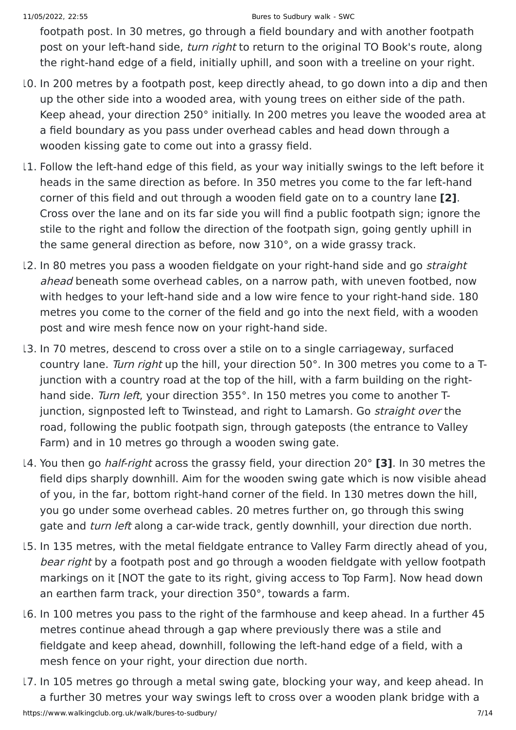footpath post. In 30 metres, go through a field boundary and with another footpath post on your left-hand side, *turn right* to return to the original TO Book's route, along the right-hand edge of a field, initially uphill, and soon with a treeline on your right.

10. In 200 metres by a footpath post, keep directly ahead, to go down into a dip and then up the other side into a wooded area, with young trees on either side of the path. Keep ahead, your direction 250° initially. In 200 metres you leave the wooded area at a field boundary as you pass under overhead cables and head down through a wooden kissing gate to come out into a grassy field.
11. Follow the left-hand edge of this field, as your way initially swings to the left before it heads in the same direction as before. In 350 metres you come to the far left-hand corner of this field and out through a wooden field gate on to a country lane **[2]**. Cross over the lane and on its far side you will find a public footpath sign; ignore the stile to the right and follow the direction of the footpath sign, going gently uphill in the same general direction as before, now 310°, on a wide grassy track.
12. In 80 metres you pass a wooden fieldgate on your right-hand side and go *straight ahead* beneath some overhead cables, on a narrow path, with uneven footbed, now with hedges to your left-hand side and a low wire fence to your right-hand side. 180 metres you come to the corner of the field and go into the next field, with a wooden post and wire mesh fence now on your right-hand side.
13. In 70 metres, descend to cross over a stile on to a single carriageway, surfaced country lane. *Turn right* up the hill, your direction 50°. In 300 metres you come to a T-junction with a country road at the top of the hill, with a farm building on the right-hand side. *Turn left*, your direction 355°. In 150 metres you come to another T-junction, signposted left to Twinstead, and right to Lamarsh. Go *straight over* the road, following the public footpath sign, through gateposts (the entrance to Valley Farm) and in 10 metres go through a wooden swing gate.
14. You then go *half-right* across the grassy field, your direction 20° **[3]**. In 30 metres the field dips sharply downhill. Aim for the wooden swing gate which is now visible ahead of you, in the far, bottom right-hand corner of the field. In 130 metres down the hill, you go under some overhead cables. 20 metres further on, go through this swing gate and *turn left* along a car-wide track, gently downhill, your direction due north.
15. In 135 metres, with the metal fieldgate entrance to Valley Farm directly ahead of you, *bear right* by a footpath post and go through a wooden fieldgate with yellow footpath markings on it [NOT the gate to its right, giving access to Top Farm]. Now head down an earthen farm track, your direction 350°, towards a farm.
16. In 100 metres you pass to the right of the farmhouse and keep ahead. In a further 45 metres continue ahead through a gap where previously there was a stile and fieldgate and keep ahead, downhill, following the left-hand edge of a field, with a mesh fence on your right, your direction due north.
17. In 105 metres go through a metal swing gate, blocking your way, and keep ahead. In a further 30 metres your way swings left to cross over a wooden plank bridge with a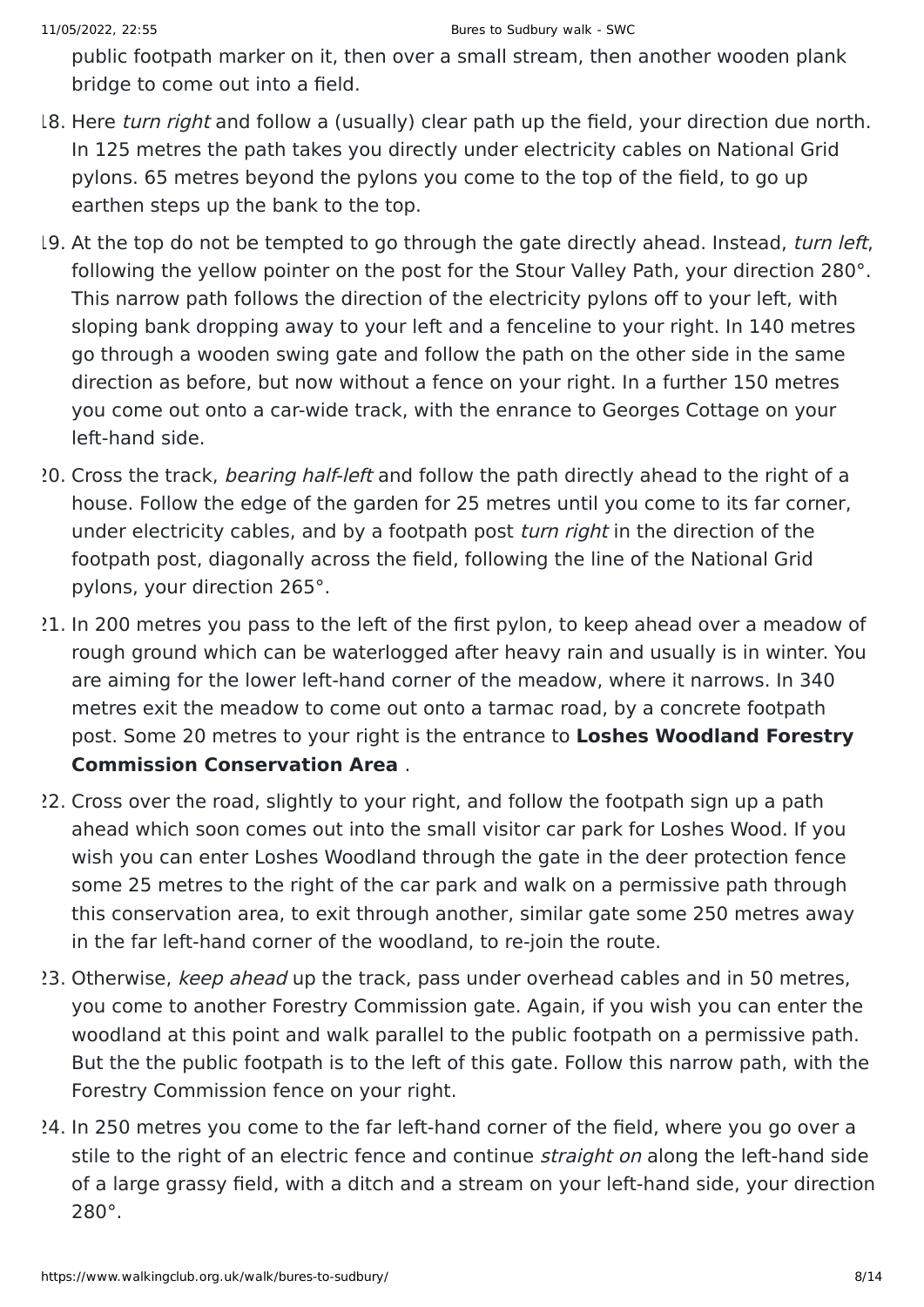public footpath marker on it, then over a small stream, then another wooden plank bridge to come out into a field.

18. Here *turn right* and follow a (usually) clear path up the field, your direction due north. In 125 metres the path takes you directly under electricity cables on National Grid pylons. 65 metres beyond the pylons you come to the top of the field, to go up earthen steps up the bank to the top.
19. At the top do not be tempted to go through the gate directly ahead. Instead, *turn left*, following the yellow pointer on the post for the Stour Valley Path, your direction 280°. This narrow path follows the direction of the electricity pylons off to your left, with sloping bank dropping away to your left and a fenceline to your right. In 140 metres go through a wooden swing gate and follow the path on the other side in the same direction as before, but now without a fence on your right. In a further 150 metres you come out onto a car-wide track, with the enrance to Georges Cottage on your left-hand side.
20. Cross the track, *bearing half-left* and follow the path directly ahead to the right of a house. Follow the edge of the garden for 25 metres until you come to its far corner, under electricity cables, and by a footpath post *turn right* in the direction of the footpath post, diagonally across the field, following the line of the National Grid pylons, your direction 265°.
21. In 200 metres you pass to the left of the first pylon, to keep ahead over a meadow of rough ground which can be waterlogged after heavy rain and usually is in winter. You are aiming for the lower left-hand corner of the meadow, where it narrows. In 340 metres exit the meadow to come out onto a tarmac road, by a concrete footpath post. Some 20 metres to your right is the entrance to **Loshes Woodland Forestry Commission Conservation Area** .
22. Cross over the road, slightly to your right, and follow the footpath sign up a path ahead which soon comes out into the small visitor car park for Loshes Wood. If you wish you can enter Loshes Woodland through the gate in the deer protection fence some 25 metres to the right of the car park and walk on a permissive path through this conservation area, to exit through another, similar gate some 250 metres away in the far left-hand corner of the woodland, to re-join the route.
23. Otherwise, *keep ahead* up the track, pass under overhead cables and in 50 metres, you come to another Forestry Commission gate. Again, if you wish you can enter the woodland at this point and walk parallel to the public footpath on a permissive path. But the the public footpath is to the left of this gate. Follow this narrow path, with the Forestry Commission fence on your right.
24. In 250 metres you come to the far left-hand corner of the field, where you go over a stile to the right of an electric fence and continue *straight on* along the left-hand side of a large grassy field, with a ditch and a stream on your left-hand side, your direction 280°.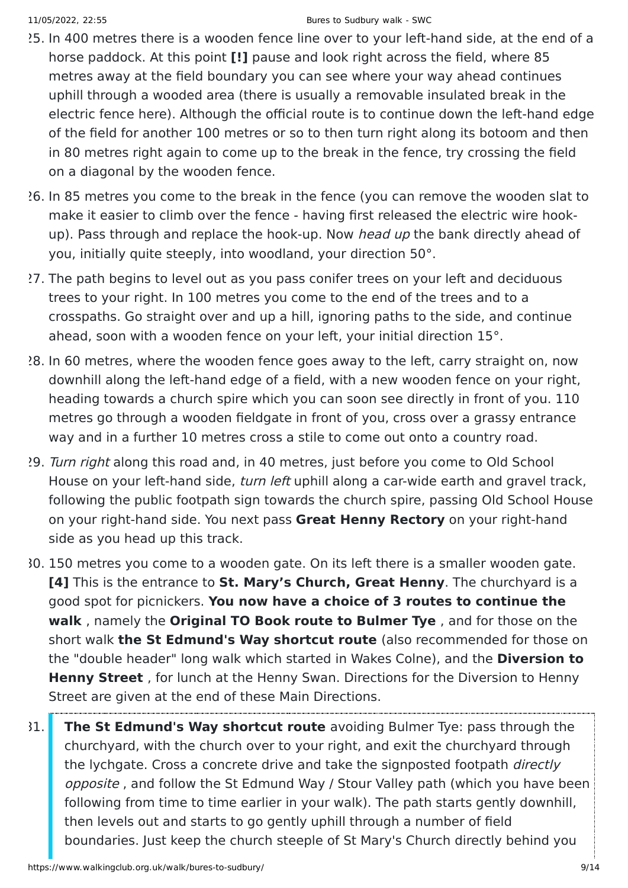25. In 400 metres there is a wooden fence line over to your left-hand side, at the end of a horse paddock. At this point **[!]** pause and look right across the field, where 85 metres away at the field boundary you can see where your way ahead continues uphill through a wooded area (there is usually a removable insulated break in the electric fence here). Although the official route is to continue down the left-hand edge of the field for another 100 metres or so to then turn right along its botoom and then in 80 metres right again to come up to the break in the fence, try crossing the field on a diagonal by the wooden fence.
26. In 85 metres you come to the break in the fence (you can remove the wooden slat to make it easier to climb over the fence - having first released the electric wire hook-up). Pass through and replace the hook-up. Now *head up* the bank directly ahead of you, initially quite steeply, into woodland, your direction 50°.
27. The path begins to level out as you pass conifer trees on your left and deciduous trees to your right. In 100 metres you come to the end of the trees and to a crosspaths. Go straight over and up a hill, ignoring paths to the side, and continue ahead, soon with a wooden fence on your left, your initial direction 15°.
28. In 60 metres, where the wooden fence goes away to the left, carry straight on, now downhill along the left-hand edge of a field, with a new wooden fence on your right, heading towards a church spire which you can soon see directly in front of you. 110 metres go through a wooden fieldgate in front of you, cross over a grassy entrance way and in a further 10 metres cross a stile to come out onto a country road.
29. *Turn right* along this road and, in 40 metres, just before you come to Old School House on your left-hand side, *turn left* uphill along a car-wide earth and gravel track, following the public footpath sign towards the church spire, passing Old School House on your right-hand side. You next pass **Great Henny Rectory** on your right-hand side as you head up this track.
30. 150 metres you come to a wooden gate. On its left there is a smaller wooden gate. **[4]** This is the entrance to **St. Mary's Church, Great Henny**. The churchyard is a good spot for picnickers. **You now have a choice of 3 routes to continue the walk** , namely the **Original TO Book route to Bulmer Tye** , and for those on the short walk **the St Edmund's Way shortcut route** (also recommended for those on the "double header" long walk which started in Wakes Colne), and the **Diversion to Henny Street** , for lunch at the Henny Swan. Directions for the Diversion to Henny Street are given at the end of these Main Directions.
31. **The St Edmund's Way shortcut route** avoiding Bulmer Tye: pass through the churchyard, with the church over to your right, and exit the churchyard through the lychgate. Cross a concrete drive and take the signposted footpath *directly opposite* , and follow the St Edmund Way / Stour Valley path (which you have been following from time to time earlier in your walk). The path starts gently downhill, then levels out and starts to go gently uphill through a number of field boundaries. Just keep the church steeple of St Mary's Church directly behind you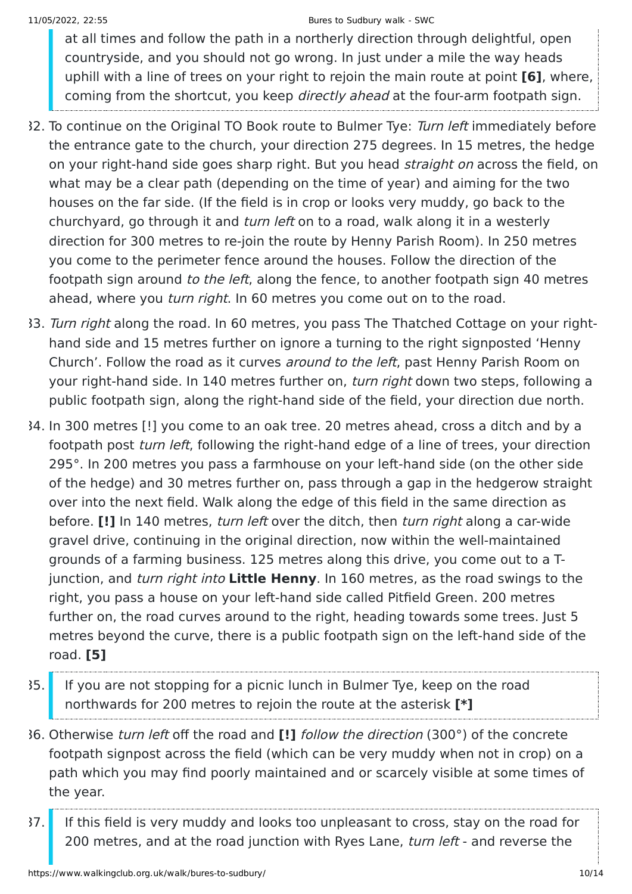at all times and follow the path in a northerly direction through delightful, open countryside, and you should not go wrong. In just under a mile the way heads uphill with a line of trees on your right to rejoin the main route at point **[6]**, where, coming from the shortcut, you keep *directly ahead* at the four-arm footpath sign.

32. To continue on the Original TO Book route to Bulmer Tye: *Turn left* immediately before the entrance gate to the church, your direction 275 degrees. In 15 metres, the hedge on your right-hand side goes sharp right. But you head *straight on* across the field, on what may be a clear path (depending on the time of year) and aiming for the two houses on the far side. (If the field is in crop or looks very muddy, go back to the churchyard, go through it and *turn left* on to a road, walk along it in a westerly direction for 300 metres to re-join the route by Henny Parish Room). In 250 metres you come to the perimeter fence around the houses. Follow the direction of the footpath sign around *to the left*, along the fence, to another footpath sign 40 metres ahead, where you *turn right*. In 60 metres you come out on to the road.
33. *Turn right* along the road. In 60 metres, you pass The Thatched Cottage on your right-hand side and 15 metres further on ignore a turning to the right signposted 'Henny Church'. Follow the road as it curves *around to the left*, past Henny Parish Room on your right-hand side. In 140 metres further on, *turn right* down two steps, following a public footpath sign, along the right-hand side of the field, your direction due north.
34. In 300 metres [!] you come to an oak tree. 20 metres ahead, cross a ditch and by a footpath post *turn left*, following the right-hand edge of a line of trees, your direction 295°. In 200 metres you pass a farmhouse on your left-hand side (on the other side of the hedge) and 30 metres further on, pass through a gap in the hedgerow straight over into the next field. Walk along the edge of this field in the same direction as before. **[!]** In 140 metres, *turn left* over the ditch, then *turn right* along a car-wide gravel drive, continuing in the original direction, now within the well-maintained grounds of a farming business. 125 metres along this drive, you come out to a T-junction, and *turn right into* **Little Henny**. In 160 metres, as the road swings to the right, you pass a house on your left-hand side called Pitfield Green. 200 metres further on, the road curves around to the right, heading towards some trees. Just 5 metres beyond the curve, there is a public footpath sign on the left-hand side of the road. **[5]**
35. If you are not stopping for a picnic lunch in Bulmer Tye, keep on the road northwards for 200 metres to rejoin the route at the asterisk **[*]**
36. Otherwise *turn left* off the road and **[!]** *follow the direction* (300°) of the concrete footpath signpost across the field (which can be very muddy when not in crop) on a path which you may find poorly maintained and or scarcely visible at some times of the year.
37. If this field is very muddy and looks too unpleasant to cross, stay on the road for 200 metres, and at the road junction with Ryes Lane, *turn left* - and reverse the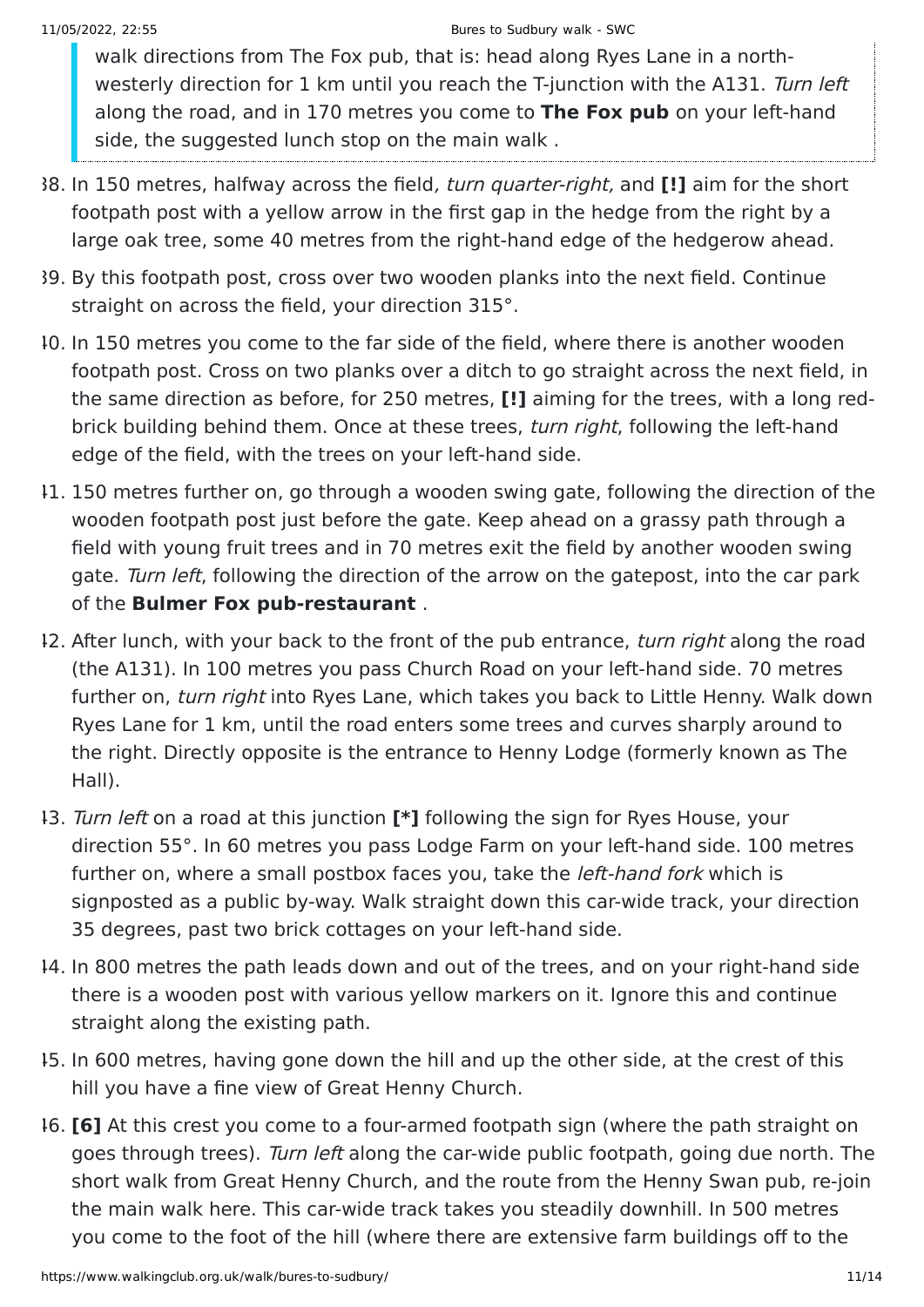walk directions from The Fox pub, that is: head along Ryes Lane in a north-westerly direction for 1 km until you reach the T-junction with the A131. *Turn left* along the road, and in 170 metres you come to **The Fox pub** on your left-hand side, the suggested lunch stop on the main walk .

38. In 150 metres, halfway across the field*, turn quarter-right,* and **[!]** aim for the short footpath post with a yellow arrow in the first gap in the hedge from the right by a large oak tree, some 40 metres from the right-hand edge of the hedgerow ahead.
39. By this footpath post, cross over two wooden planks into the next field. Continue straight on across the field, your direction 315°.
40. In 150 metres you come to the far side of the field, where there is another wooden footpath post. Cross on two planks over a ditch to go straight across the next field, in the same direction as before, for 250 metres, **[!]** aiming for the trees, with a long red-brick building behind them. Once at these trees, *turn right*, following the left-hand edge of the field, with the trees on your left-hand side.
41. 150 metres further on, go through a wooden swing gate, following the direction of the wooden footpath post just before the gate. Keep ahead on a grassy path through a field with young fruit trees and in 70 metres exit the field by another wooden swing gate. *Turn left*, following the direction of the arrow on the gatepost, into the car park of the **Bulmer Fox pub-restaurant** .
42. After lunch, with your back to the front of the pub entrance, *turn right* along the road (the A131). In 100 metres you pass Church Road on your left-hand side. 70 metres further on, *turn right* into Ryes Lane, which takes you back to Little Henny. Walk down Ryes Lane for 1 km, until the road enters some trees and curves sharply around to the right. Directly opposite is the entrance to Henny Lodge (formerly known as The Hall).
43. *Turn left* on a road at this junction **[*]** following the sign for Ryes House, your direction 55°. In 60 metres you pass Lodge Farm on your left-hand side. 100 metres further on, where a small postbox faces you, take the *left-hand fork* which is signposted as a public by-way. Walk straight down this car-wide track, your direction 35 degrees, past two brick cottages on your left-hand side.
44. In 800 metres the path leads down and out of the trees, and on your right-hand side there is a wooden post with various yellow markers on it. Ignore this and continue straight along the existing path.
45. In 600 metres, having gone down the hill and up the other side, at the crest of this hill you have a fine view of Great Henny Church.
46. **[6]** At this crest you come to a four-armed footpath sign (where the path straight on goes through trees). *Turn left* along the car-wide public footpath, going due north. The short walk from Great Henny Church, and the route from the Henny Swan pub, re-join the main walk here. This car-wide track takes you steadily downhill. In 500 metres you come to the foot of the hill (where there are extensive farm buildings off to the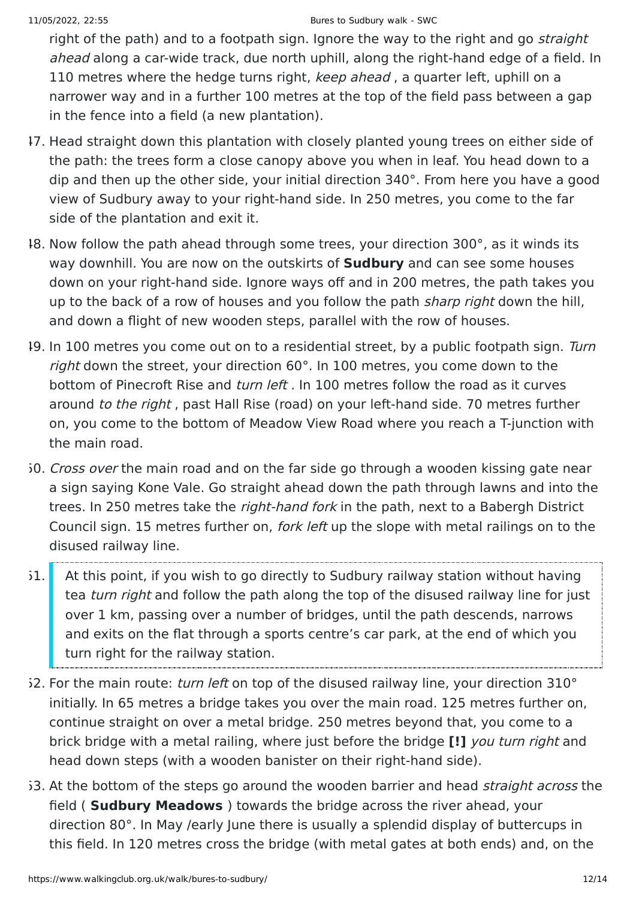right of the path) and to a footpath sign. Ignore the way to the right and go *straight ahead* along a car-wide track, due north uphill, along the right-hand edge of a field. In 110 metres where the hedge turns right, *keep ahead* , a quarter left, uphill on a narrower way and in a further 100 metres at the top of the field pass between a gap in the fence into a field (a new plantation).

47. Head straight down this plantation with closely planted young trees on either side of the path: the trees form a close canopy above you when in leaf. You head down to a dip and then up the other side, your initial direction 340°. From here you have a good view of Sudbury away to your right-hand side. In 250 metres, you come to the far side of the plantation and exit it.
48. Now follow the path ahead through some trees, your direction 300°, as it winds its way downhill. You are now on the outskirts of **Sudbury** and can see some houses down on your right-hand side. Ignore ways off and in 200 metres, the path takes you up to the back of a row of houses and you follow the path *sharp right* down the hill, and down a flight of new wooden steps, parallel with the row of houses.
49. In 100 metres you come out on to a residential street, by a public footpath sign. *Turn right* down the street, your direction 60°. In 100 metres, you come down to the bottom of Pinecroft Rise and *turn left* . In 100 metres follow the road as it curves around *to the right* , past Hall Rise (road) on your left-hand side. 70 metres further on, you come to the bottom of Meadow View Road where you reach a T-junction with the main road.
50. *Cross over* the main road and on the far side go through a wooden kissing gate near a sign saying Kone Vale. Go straight ahead down the path through lawns and into the trees. In 250 metres take the *right-hand fork* in the path, next to a Babergh District Council sign. 15 metres further on, *fork left* up the slope with metal railings on to the disused railway line.
51. At this point, if you wish to go directly to Sudbury railway station without having tea *turn right* and follow the path along the top of the disused railway line for just over 1 km, passing over a number of bridges, until the path descends, narrows and exits on the flat through a sports centre's car park, at the end of which you turn right for the railway station.
52. For the main route: *turn left* on top of the disused railway line, your direction 310° initially. In 65 metres a bridge takes you over the main road. 125 metres further on, continue straight on over a metal bridge. 250 metres beyond that, you come to a brick bridge with a metal railing, where just before the bridge **[!]** *you turn right* and head down steps (with a wooden banister on their right-hand side).
53. At the bottom of the steps go around the wooden barrier and head *straight across* the field ( **Sudbury Meadows** ) towards the bridge across the river ahead, your direction 80°. In May /early June there is usually a splendid display of buttercups in this field. In 120 metres cross the bridge (with metal gates at both ends) and, on the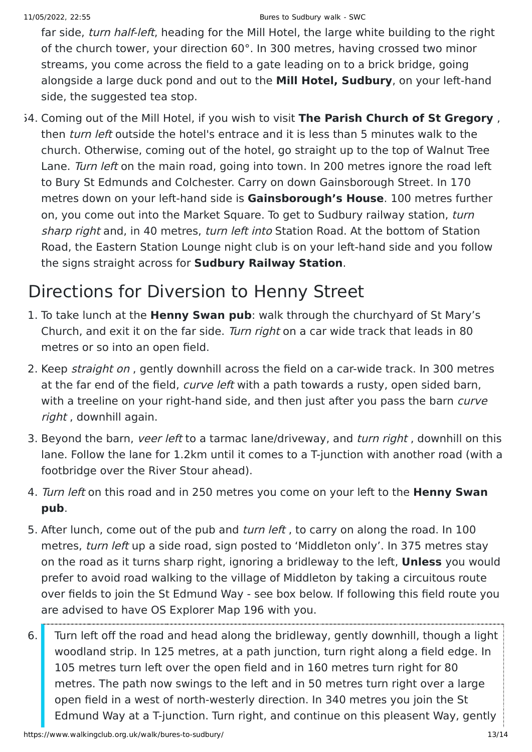far side, *turn half-left*, heading for the Mill Hotel, the large white building to the right of the church tower, your direction 60°. In 300 metres, having crossed two minor streams, you come across the field to a gate leading on to a brick bridge, going alongside a large duck pond and out to the **Mill Hotel, Sudbury**, on your left-hand side, the suggested tea stop.

54. Coming out of the Mill Hotel, if you wish to visit **The Parish Church of St Gregory** , then *turn left* outside the hotel's entrace and it is less than 5 minutes walk to the church. Otherwise, coming out of the hotel, go straight up to the top of Walnut Tree Lane. *Turn left* on the main road, going into town. In 200 metres ignore the road left to Bury St Edmunds and Colchester. Carry on down Gainsborough Street. In 170 metres down on your left-hand side is **Gainsborough's House**. 100 metres further on, you come out into the Market Square. To get to Sudbury railway station, *turn sharp right* and, in 40 metres, *turn left into* Station Road. At the bottom of Station Road, the Eastern Station Lounge night club is on your left-hand side and you follow the signs straight across for **Sudbury Railway Station**.

## Directions for Diversion to Henny Street

1. To take lunch at the **Henny Swan pub**: walk through the churchyard of St Mary's Church, and exit it on the far side. *Turn right* on a car wide track that leads in 80 metres or so into an open field.
2. Keep *straight on* , gently downhill across the field on a car-wide track. In 300 metres at the far end of the field, *curve left* with a path towards a rusty, open sided barn, with a treeline on your right-hand side, and then just after you pass the barn *curve right* , downhill again.
3. Beyond the barn, *veer left* to a tarmac lane/driveway, and *turn right* , downhill on this lane. Follow the lane for 1.2km until it comes to a T-junction with another road (with a footbridge over the River Stour ahead).
4. *Turn left* on this road and in 250 metres you come on your left to the **Henny Swan pub**.
5. After lunch, come out of the pub and *turn left* , to carry on along the road. In 100 metres, *turn left* up a side road, sign posted to 'Middleton only'. In 375 metres stay on the road as it turns sharp right, ignoring a bridleway to the left, **Unless** you would prefer to avoid road walking to the village of Middleton by taking a circuitous route over fields to join the St Edmund Way - see box below. If following this field route you are advised to have OS Explorer Map 196 with you.
6. Turn left off the road and head along the bridleway, gently downhill, though a light woodland strip. In 125 metres, at a path junction, turn right along a field edge. In 105 metres turn left over the open field and in 160 metres turn right for 80 metres. The path now swings to the left and in 50 metres turn right over a large open field in a west of north-westerly direction. In 340 metres you join the St Edmund Way at a T-junction. Turn right, and continue on this pleasent Way, gently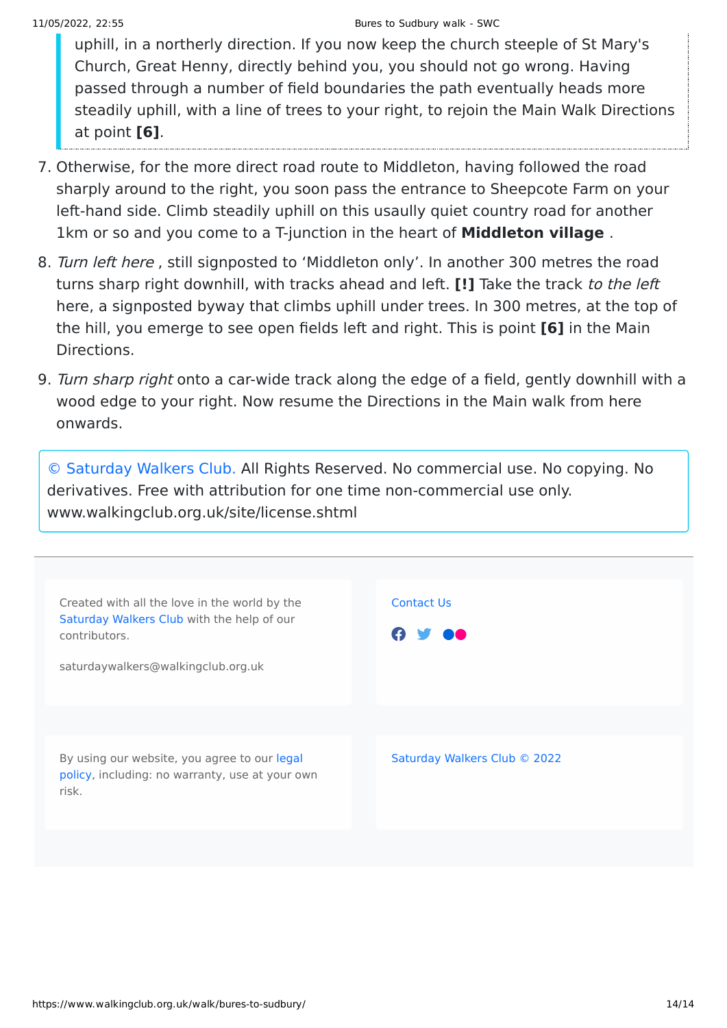> uphill, in a northerly direction. If you now keep the church steeple of St Mary's Church, Great Henny, directly behind you, you should not go wrong. Having passed through a number of field boundaries the path eventually heads more steadily uphill, with a line of trees to your right, to rejoin the Main Walk Directions at point **[6]**.

7. Otherwise, for the more direct road route to Middleton, having followed the road sharply around to the right, you soon pass the entrance to Sheepcote Farm on your left-hand side. Climb steadily uphill on this usaully quiet country road for another 1km or so and you come to a T-junction in the heart of **Middleton village** .
8. *Turn left here* , still signposted to 'Middleton only'. In another 300 metres the road turns sharp right downhill, with tracks ahead and left. **[!]** Take the track *to the left* here, a signposted byway that climbs uphill under trees. In 300 metres, at the top of the hill, you emerge to see open fields left and right. This is point **[6]** in the Main Directions.
9. *Turn sharp right* onto a car-wide track along the edge of a field, gently downhill with a wood edge to your right. Now resume the Directions in the Main walk from here onwards.

© Saturday Walkers Club. All Rights Reserved. No commercial use. No copying. No derivatives. Free with attribution for one time non-commercial use only. www.walkingclub.org.uk/site/license.shtml

---

Created with all the love in the world by the Saturday Walkers Club with the help of our contributors.

saturdaywalkers@walkingclub.org.uk

Contact Us

By using our website, you agree to our legal policy, including: no warranty, use at your own risk.

Saturday Walkers Club © 2022